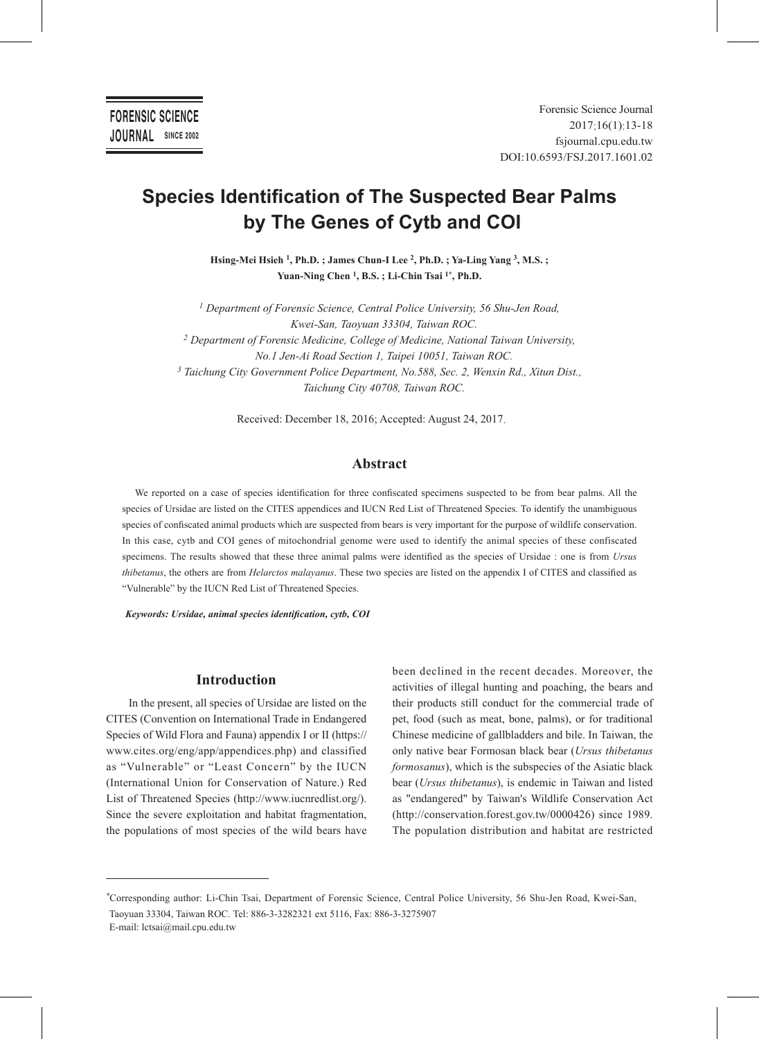# Species Identification of The Suspected Bear Palms by The Genes of Cytb and COI

**Hsing-Mei Hsieh [1], Ph.D. ; James Chun-I Lee [2], Ph.D. ; Ya-Ling Yang [3], M.S. ; Yuan-Ning Chen [1], B.S. ; Li-Chin Tsai [1*], Ph.D.**

*[1] Department of Forensic Science, Central Police University, 56 Shu-Jen Road, Kwei-San, Taoyuan 33304, Taiwan ROC.*
*[2] Department of Forensic Medicine, College of Medicine, National Taiwan University, No.1 Jen-Ai Road Section 1, Taipei 10051, Taiwan ROC.*
*[3] Taichung City Government Police Department, No.588, Sec. 2, Wenxin Rd., Xitun Dist., Taichung City 40708, Taiwan ROC.*

Received: December 18, 2016; Accepted: August 24, 2017.

## Abstract

We reported on a case of species identification for three confiscated specimens suspected to be from bear palms. All the species of Ursidae are listed on the CITES appendices and IUCN Red List of Threatened Species. To identify the unambiguous species of confiscated animal products which are suspected from bears is very important for the purpose of wildlife conservation. In this case, cytb and COI genes of mitochondrial genome were used to identify the animal species of these confiscated specimens. The results showed that these three animal palms were identified as the species of Ursidae : one is from *Ursus thibetanus*, the others are from *Helarctos malayanus*. These two species are listed on the appendix I of CITES and classified as "Vulnerable" by the IUCN Red List of Threatened Species.

***Keywords: Ursidae, animal species identification, cytb, COI***

## Introduction

In the present, all species of Ursidae are listed on the CITES (Convention on International Trade in Endangered Species of Wild Flora and Fauna) appendix I or II (https://www.cites.org/eng/app/appendices.php) and classified as "Vulnerable" or "Least Concern" by the IUCN (International Union for Conservation of Nature.) Red List of Threatened Species (http://www.iucnredlist.org/). Since the severe exploitation and habitat fragmentation, the populations of most species of the wild bears have been declined in the recent decades. Moreover, the activities of illegal hunting and poaching, the bears and their products still conduct for the commercial trade of pet, food (such as meat, bone, palms), or for traditional Chinese medicine of gallbladders and bile. In Taiwan, the only native bear Formosan black bear (*Ursus thibetanus formosanus*), which is the subspecies of the Asiatic black bear (*Ursus thibetanus*), is endemic in Taiwan and listed as "endangered" by Taiwan's Wildlife Conservation Act (http://conservation.forest.gov.tw/0000426) since 1989. The population distribution and habitat are restricted

---

*Corresponding author: Li-Chin Tsai, Department of Forensic Science, Central Police University, 56 Shu-Jen Road, Kwei-San, Taoyuan 33304, Taiwan ROC. Tel: 886-3-3282321 ext 5116, Fax: 886-3-3275907
E-mail: lctsai@mail.cpu.edu.tw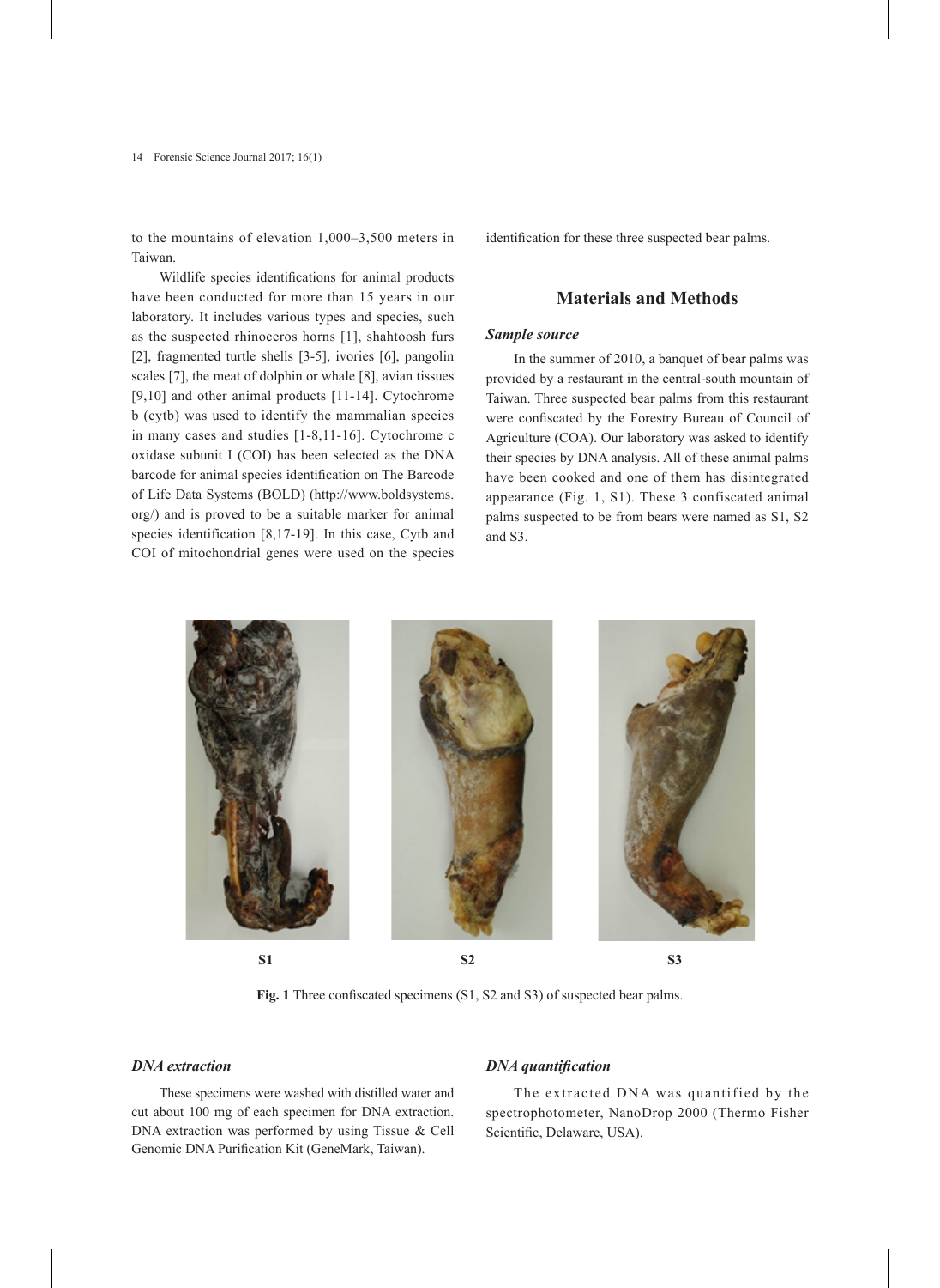to the mountains of elevation 1,000–3,500 meters in Taiwan.

Wildlife species identifications for animal products have been conducted for more than 15 years in our laboratory. It includes various types and species, such as the suspected rhinoceros horns [1], shahtoosh furs [2], fragmented turtle shells [3-5], ivories [6], pangolin scales [7], the meat of dolphin or whale [8], avian tissues [9,10] and other animal products [11-14]. Cytochrome b (cytb) was used to identify the mammalian species in many cases and studies [1-8,11-16]. Cytochrome c oxidase subunit I (COI) has been selected as the DNA barcode for animal species identification on The Barcode of Life Data Systems (BOLD) (http://www.boldsystems.org/) and is proved to be a suitable marker for animal species identification [8,17-19]. In this case, Cytb and COI of mitochondrial genes were used on the species identification for these three suspected bear palms.

## Materials and Methods

### *Sample source*

In the summer of 2010, a banquet of bear palms was provided by a restaurant in the central-south mountain of Taiwan. Three suspected bear palms from this restaurant were confiscated by the Forestry Bureau of Council of Agriculture (COA). Our laboratory was asked to identify their species by DNA analysis. All of these animal palms have been cooked and one of them has disintegrated appearance (Fig. 1, S1). These 3 confiscated animal palms suspected to be from bears were named as S1, S2 and S3.

S1 S2 S3

**Fig. 1** Three confiscated specimens (S1, S2 and S3) of suspected bear palms.

### *DNA extraction*

These specimens were washed with distilled water and cut about 100 mg of each specimen for DNA extraction. DNA extraction was performed by using Tissue & Cell Genomic DNA Purification Kit (GeneMark, Taiwan).

### *DNA quantification*

The extracted DNA was quantified by the spectrophotometer, NanoDrop 2000 (Thermo Fisher Scientific, Delaware, USA).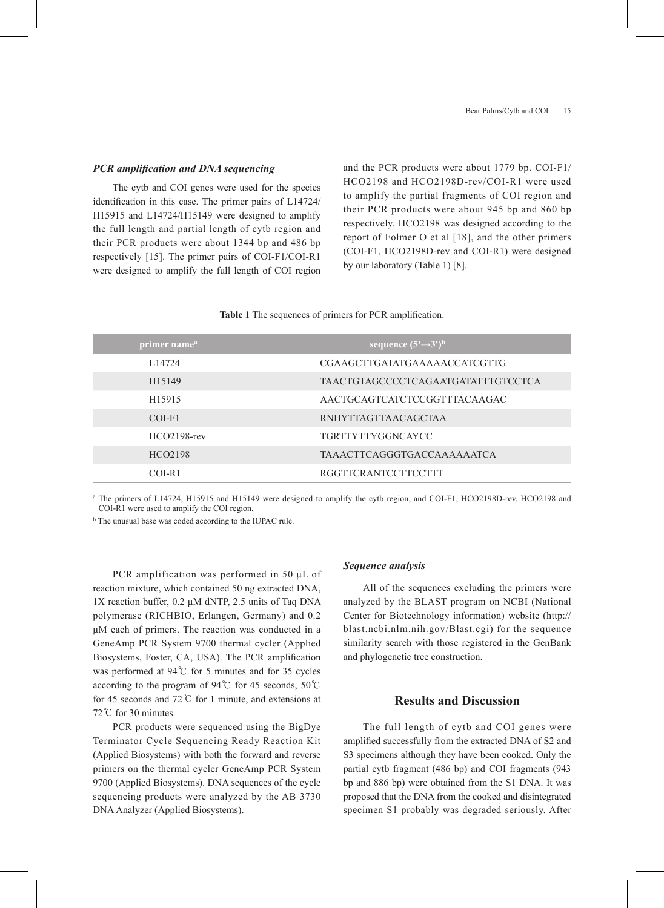### *PCR amplification and DNA sequencing*

The cytb and COI genes were used for the species identification in this case. The primer pairs of L14724/H15915 and L14724/H15149 were designed to amplify the full length and partial length of cytb region and their PCR products were about 1344 bp and 486 bp respectively [15]. The primer pairs of COI-F1/COI-R1 were designed to amplify the full length of COI region and the PCR products were about 1779 bp. COI-F1/HCO2198 and HCO2198D-rev/COI-R1 were used to amplify the partial fragments of COI region and their PCR products were about 945 bp and 860 bp respectively. HCO2198 was designed according to the report of Folmer O et al [18], and the other primers (COI-F1, HCO2198D-rev and COI-R1) were designed by our laboratory (Table 1) [8].

**Table 1** The sequences of primers for PCR amplification.

| primer name[a] | sequence (5'→3')[b] |
|---|---|
| L14724 | CGAAGCTTGATATGAAAAACCATCGTTG |
| H15149 | TAACTGTAGCCCCTCAGAATGATATTTGTCCTCA |
| H15915 | AACTGCAGTCATCTCCGGTTTACAAGAC |
| COI-F1 | RNHYTTAGTTAACAGCTAA |
| HCO2198-rev | TGRTTYTTYGGNCAYCC |
| HCO2198 | TAAACTTCAGGGTGACCAAAAAATCA |
| COI-R1 | RGGTTCRANTCCTTCCTTT |

[a] The primers of L14724, H15915 and H15149 were designed to amplify the cytb region, and COI-F1, HCO2198D-rev, HCO2198 and COI-R1 were used to amplify the COI region.

[b] The unusual base was coded according to the IUPAC rule.

PCR amplification was performed in 50 μL of reaction mixture, which contained 50 ng extracted DNA, 1X reaction buffer, 0.2 μM dNTP, 2.5 units of Taq DNA polymerase (RICHBIO, Erlangen, Germany) and 0.2 μM each of primers. The reaction was conducted in a GeneAmp PCR System 9700 thermal cycler (Applied Biosystems, Foster, CA, USA). The PCR amplification was performed at 94℃ for 5 minutes and for 35 cycles according to the program of 94℃ for 45 seconds, 50℃ for 45 seconds and 72℃ for 1 minute, and extensions at 72℃ for 30 minutes.

PCR products were sequenced using the BigDye Terminator Cycle Sequencing Ready Reaction Kit (Applied Biosystems) with both the forward and reverse primers on the thermal cycler GeneAmp PCR System 9700 (Applied Biosystems). DNA sequences of the cycle sequencing products were analyzed by the AB 3730 DNA Analyzer (Applied Biosystems).

### *Sequence analysis*

All of the sequences excluding the primers were analyzed by the BLAST program on NCBI (National Center for Biotechnology information) website (http://blast.ncbi.nlm.nih.gov/Blast.cgi) for the sequence similarity search with those registered in the GenBank and phylogenetic tree construction.

## Results and Discussion

The full length of cytb and COI genes were amplified successfully from the extracted DNA of S2 and S3 specimens although they have been cooked. Only the partial cytb fragment (486 bp) and COI fragments (943 bp and 886 bp) were obtained from the S1 DNA. It was proposed that the DNA from the cooked and disintegrated specimen S1 probably was degraded seriously. After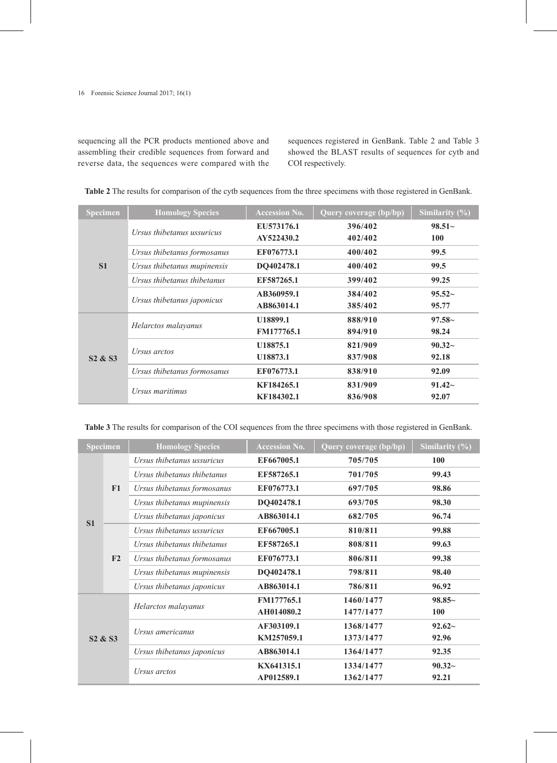sequencing all the PCR products mentioned above and assembling their credible sequences from forward and reverse data, the sequences were compared with the sequences registered in GenBank. Table 2 and Table 3 showed the BLAST results of sequences for cytb and COI respectively.

**Table 2** The results for comparison of the cytb sequences from the three specimens with those registered in GenBank.

| Specimen | Homology Species | Accession No. | Query coverage (bp/bp) | Similarity (%) |
|---|---|---|---|---|
| S1 | *Ursus thibetanus ussuricus* | EU573176.1<br>AY522430.2 | 396/402<br>402/402 | 98.51~<br>100 |
| | *Ursus thibetanus formosanus* | EF076773.1 | 400/402 | 99.5 |
| | *Ursus thibetanus mupinensis* | DQ402478.1 | 400/402 | 99.5 |
| | *Ursus thibetanus thibetanus* | EF587265.1 | 399/402 | 99.25 |
| | *Ursus thibetanus japonicus* | AB360959.1<br>AB863014.1 | 384/402<br>385/402 | 95.52~<br>95.77 |
| S2 & S3 | *Helarctos malayanus* | U18899.1<br>FM177765.1 | 888/910<br>894/910 | 97.58~<br>98.24 |
| | *Ursus arctos* | U18875.1<br>U18873.1 | 821/909<br>837/908 | 90.32~<br>92.18 |
| | *Ursus thibetanus formosanus* | EF076773.1 | 838/910 | 92.09 |
| | *Ursus maritimus* | KF184265.1<br>KF184302.1 | 831/909<br>836/908 | 91.42~<br>92.07 |

**Table 3** The results for comparison of the COI sequences from the three specimens with those registered in GenBank.

| Specimen | | Homology Species | Accession No. | Query coverage (bp/bp) | Similarity (%) |
|---|---|---|---|---|---|
| S1 | F1 | *Ursus thibetanus ussuricus* | EF667005.1 | 705/705 | 100 |
| | | *Ursus thibetanus thibetanus* | EF587265.1 | 701/705 | 99.43 |
| | | *Ursus thibetanus formosanus* | EF076773.1 | 697/705 | 98.86 |
| | | *Ursus thibetanus mupinensis* | DQ402478.1 | 693/705 | 98.30 |
| | | *Ursus thibetanus japonicus* | AB863014.1 | 682/705 | 96.74 |
| | F2 | *Ursus thibetanus ussuricus* | EF667005.1 | 810/811 | 99.88 |
| | | *Ursus thibetanus thibetanus* | EF587265.1 | 808/811 | 99.63 |
| | | *Ursus thibetanus formosanus* | EF076773.1 | 806/811 | 99.38 |
| | | *Ursus thibetanus mupinensis* | DQ402478.1 | 798/811 | 98.40 |
| | | *Ursus thibetanus japonicus* | AB863014.1 | 786/811 | 96.92 |
| S2 & S3 | | *Helarctos malayanus* | FM177765.1<br>AH014080.2 | 1460/1477<br>1477/1477 | 98.85~<br>100 |
| | | *Ursus americanus* | AF303109.1<br>KM257059.1 | 1368/1477<br>1373/1477 | 92.62~<br>92.96 |
| | | *Ursus thibetanus japonicus* | AB863014.1 | 1364/1477 | 92.35 |
| | | *Ursus arctos* | KX641315.1<br>AP012589.1 | 1334/1477<br>1362/1477 | 90.32~<br>92.21 |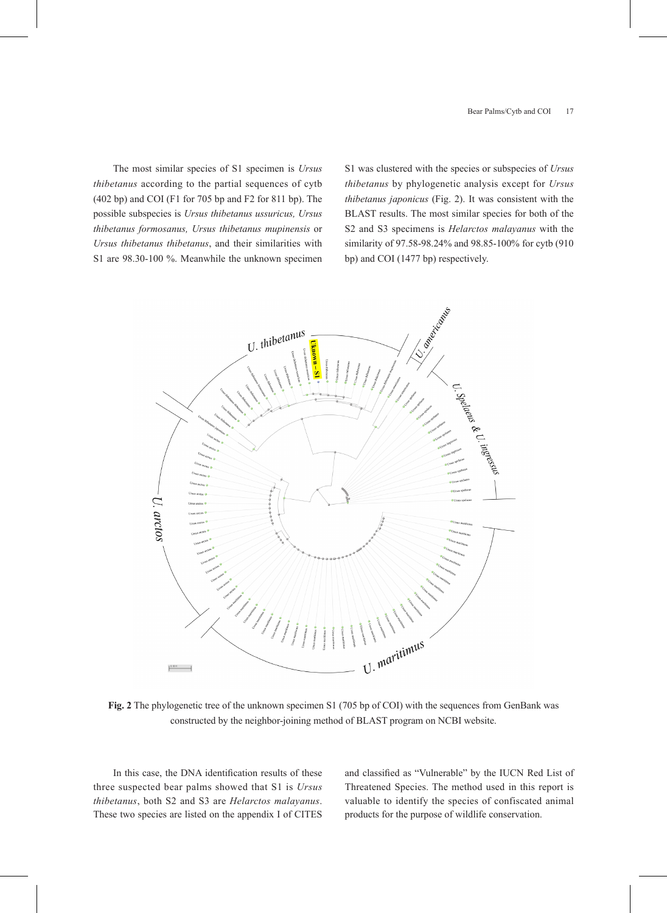The most similar species of S1 specimen is *Ursus thibetanus* according to the partial sequences of cytb (402 bp) and COI (F1 for 705 bp and F2 for 811 bp). The possible subspecies is *Ursus thibetanus ussuricus, Ursus thibetanus formosanus, Ursus thibetanus mupinensis* or *Ursus thibetanus thibetanus*, and their similarities with S1 are 98.30-100 %. Meanwhile the unknown specimen S1 was clustered with the species or subspecies of *Ursus thibetanus* by phylogenetic analysis except for *Ursus thibetanus japonicus* (Fig. 2). It was consistent with the BLAST results. The most similar species for both of the S2 and S3 specimens is *Helarctos malayanus* with the similarity of 97.58-98.24% and 98.85-100% for cytb (910 bp) and COI (1477 bp) respectively.

**Fig. 2** The phylogenetic tree of the unknown specimen S1 (705 bp of COI) with the sequences from GenBank was constructed by the neighbor-joining method of BLAST program on NCBI website.

In this case, the DNA identification results of these three suspected bear palms showed that S1 is *Ursus thibetanus*, both S2 and S3 are *Helarctos malayanus*. These two species are listed on the appendix I of CITES and classified as "Vulnerable" by the IUCN Red List of Threatened Species. The method used in this report is valuable to identify the species of confiscated animal products for the purpose of wildlife conservation.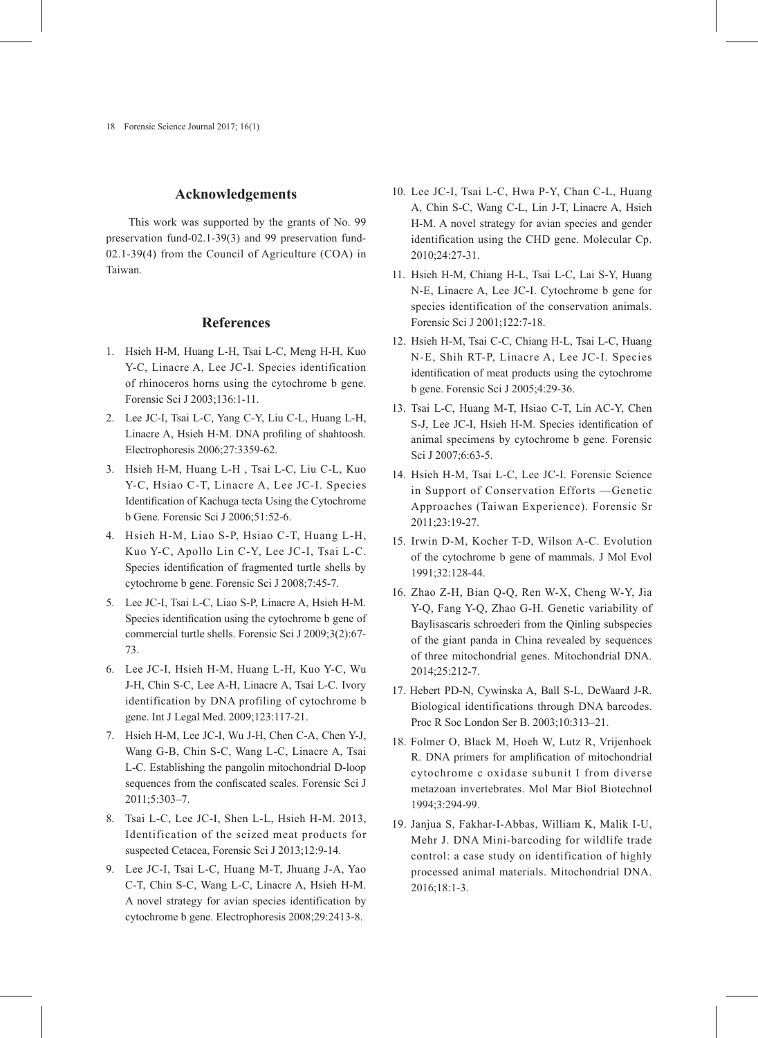## Acknowledgements

This work was supported by the grants of No. 99 preservation fund-02.1-39(3) and 99 preservation fund-02.1-39(4) from the Council of Agriculture (COA) in Taiwan.

## References

1. Hsieh H-M, Huang L-H, Tsai L-C, Meng H-H, Kuo Y-C, Linacre A, Lee JC-I. Species identification of rhinoceros horns using the cytochrome b gene. Forensic Sci J 2003;136:1-11.
2. Lee JC-I, Tsai L-C, Yang C-Y, Liu C-L, Huang L-H, Linacre A, Hsieh H-M. DNA profiling of shahtoosh. Electrophoresis 2006;27:3359-62.
3. Hsieh H-M, Huang L-H , Tsai L-C, Liu C-L, Kuo Y-C, Hsiao C-T, Linacre A, Lee JC-I. Species Identification of Kachuga tecta Using the Cytochrome b Gene. Forensic Sci J 2006;51:52-6.
4. Hsieh H-M, Liao S-P, Hsiao C-T, Huang L-H, Kuo Y-C, Apollo Lin C-Y, Lee JC-I, Tsai L-C. Species identification of fragmented turtle shells by cytochrome b gene. Forensic Sci J 2008;7:45-7.
5. Lee JC-I, Tsai L-C, Liao S-P, Linacre A, Hsieh H-M. Species identification using the cytochrome b gene of commercial turtle shells. Forensic Sci J 2009;3(2):67-73.
6. Lee JC-I, Hsieh H-M, Huang L-H, Kuo Y-C, Wu J-H, Chin S-C, Lee A-H, Linacre A, Tsai L-C. Ivory identification by DNA profiling of cytochrome b gene. Int J Legal Med. 2009;123:117-21.
7. Hsieh H-M, Lee JC-I, Wu J-H, Chen C-A, Chen Y-J, Wang G-B, Chin S-C, Wang L-C, Linacre A, Tsai L-C. Establishing the pangolin mitochondrial D-loop sequences from the confiscated scales. Forensic Sci J 2011;5:303–7.
8. Tsai L-C, Lee JC-I, Shen L-L, Hsieh H-M. 2013, Identification of the seized meat products for suspected Cetacea, Forensic Sci J 2013;12:9-14.
9. Lee JC-I, Tsai L-C, Huang M-T, Jhuang J-A, Yao C-T, Chin S-C, Wang L-C, Linacre A, Hsieh H-M. A novel strategy for avian species identification by cytochrome b gene. Electrophoresis 2008;29:2413-8.
10. Lee JC-I, Tsai L-C, Hwa P-Y, Chan C-L, Huang A, Chin S-C, Wang C-L, Lin J-T, Linacre A, Hsieh H-M. A novel strategy for avian species and gender identification using the CHD gene. Molecular Cp. 2010;24:27-31.
11. Hsieh H-M, Chiang H-L, Tsai L-C, Lai S-Y, Huang N-E, Linacre A, Lee JC-I. Cytochrome b gene for species identification of the conservation animals. Forensic Sci J 2001;122:7-18.
12. Hsieh H-M, Tsai C-C, Chiang H-L, Tsai L-C, Huang N-E, Shih RT-P, Linacre A, Lee JC-I. Species identification of meat products using the cytochrome b gene. Forensic Sci J 2005;4:29-36.
13. Tsai L-C, Huang M-T, Hsiao C-T, Lin AC-Y, Chen S-J, Lee JC-I, Hsieh H-M. Species identification of animal specimens by cytochrome b gene. Forensic Sci J 2007;6:63-5.
14. Hsieh H-M, Tsai L-C, Lee JC-I. Forensic Science in Support of Conservation Efforts —Genetic Approaches (Taiwan Experience). Forensic Sr 2011;23:19-27.
15. Irwin D-M, Kocher T-D, Wilson A-C. Evolution of the cytochrome b gene of mammals. J Mol Evol 1991;32:128-44.
16. Zhao Z-H, Bian Q-Q, Ren W-X, Cheng W-Y, Jia Y-Q, Fang Y-Q, Zhao G-H. Genetic variability of Baylisascaris schroederi from the Qinling subspecies of the giant panda in China revealed by sequences of three mitochondrial genes. Mitochondrial DNA. 2014;25:212-7.
17. Hebert PD-N, Cywinska A, Ball S-L, DeWaard J-R. Biological identifications through DNA barcodes. Proc R Soc London Ser B. 2003;10:313–21.
18. Folmer O, Black M, Hoeh W, Lutz R, Vrijenhoek R. DNA primers for amplification of mitochondrial cytochrome c oxidase subunit I from diverse metazoan invertebrates. Mol Mar Biol Biotechnol 1994;3:294-99.
19. Janjua S, Fakhar-I-Abbas, William K, Malik I-U, Mehr J. DNA Mini-barcoding for wildlife trade control: a case study on identification of highly processed animal materials. Mitochondrial DNA. 2016;18:1-3.